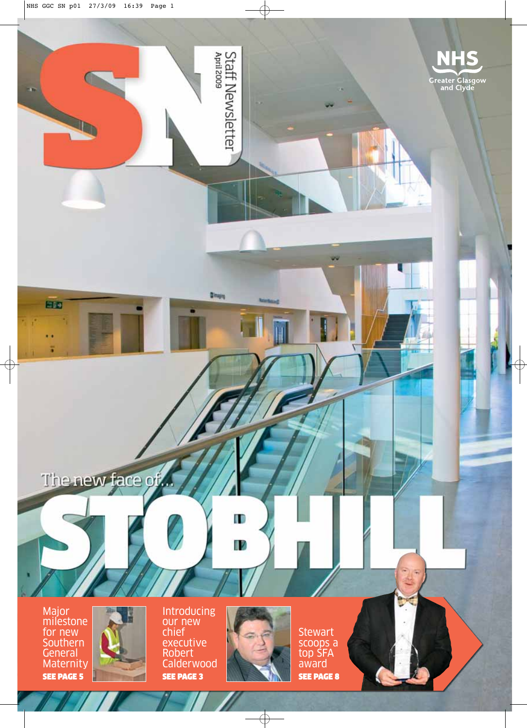# SN

Staff Newsletter
April 2009

NHS
Greater Glasgow and Clyde

The new face of...

# STOBHILL

Major milestone for new Southern General Maternity
**SEE PAGE 5**

Introducing our new chief executive Robert Calderwood
**SEE PAGE 3**

Stewart scoops a top SFA award
**SEE PAGE 8**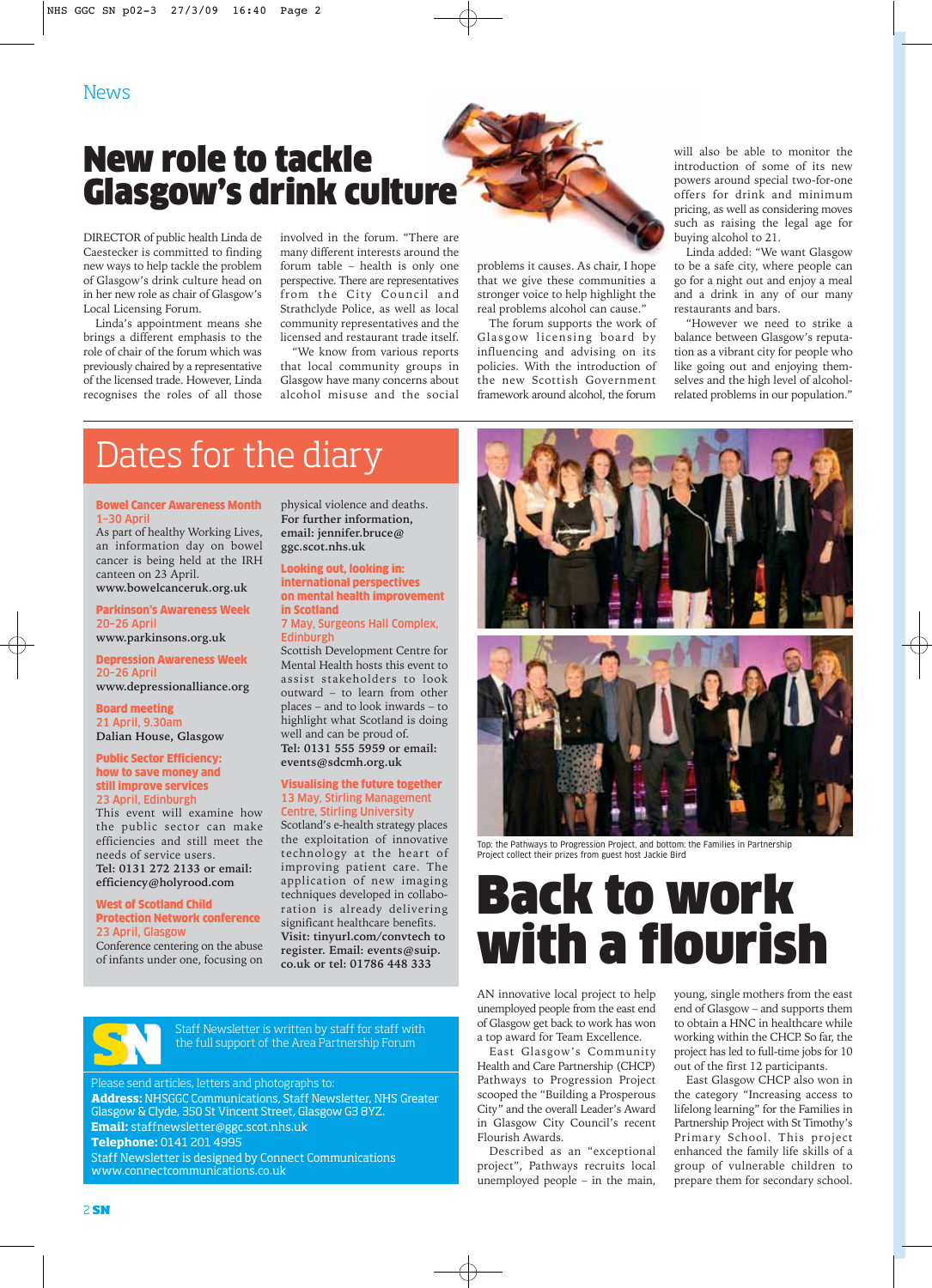News

# New role to tackle Glasgow's drink culture

DIRECTOR of public health Linda de Caestecker is committed to finding new ways to help tackle the problem of Glasgow's drink culture head on in her new role as chair of Glasgow's Local Licensing Forum.

Linda's appointment means she brings a different emphasis to the role of chair of the forum which was previously chaired by a representative of the licensed trade. However, Linda recognises the roles of all those involved in the forum. "There are many different interests around the forum table – health is only one perspective. There are representatives from the City Council and Strathclyde Police, as well as local community representatives and the licensed and restaurant trade itself.

"We know from various reports that local community groups in Glasgow have many concerns about alcohol misuse and the social problems it causes. As chair, I hope that we give these communities a stronger voice to help highlight the real problems alcohol can cause."

The forum supports the work of Glasgow licensing board by influencing and advising on its policies. With the introduction of the new Scottish Government framework around alcohol, the forum will also be able to monitor the introduction of some of its new powers around special two-for-one offers for drink and minimum pricing, as well as considering moves such as raising the legal age for buying alcohol to 21.

Linda added: "We want Glasgow to be a safe city, where people can go for a night out and enjoy a meal and a drink in any of our many restaurants and bars.

"However we need to strike a balance between Glasgow's reputation as a vibrant city for people who like going out and enjoying themselves and the high level of alcohol-related problems in our population."

## Dates for the diary

**Bowel Cancer Awareness Month**
**1-30 April**
As part of healthy Working Lives, an information day on bowel cancer is being held at the IRH canteen on 23 April.
**www.bowelcanceruk.org.uk**

**Parkinson's Awareness Week**
**20-26 April**
**www.parkinsons.org.uk**

**Depression Awareness Week**
**20-26 April**
**www.depressionalliance.org**

**Board meeting**
**21 April, 9.30am**
**Dalian House, Glasgow**

**Public Sector Efficiency: how to save money and still improve services**
**23 April, Edinburgh**
This event will examine how the public sector can make efficiencies and still meet the needs of service users.
**Tel: 0131 272 2133 or email: efficiency@holyrood.com**

**West of Scotland Child Protection Network conference**
**23 April, Glasgow**
Conference centering on the abuse of infants under one, focusing on physical violence and deaths.
**For further information, email: jennifer.bruce@ggc.scot.nhs.uk**

**Looking out, looking in: international perspectives on mental health improvement in Scotland**
**7 May, Surgeons Hall Complex, Edinburgh**
Scottish Development Centre for Mental Health hosts this event to assist stakeholders to look outward – to learn from other places – and to look inwards – to highlight what Scotland is doing well and can be proud of.
**Tel: 0131 555 5959 or email: events@sdcmh.org.uk**

**Visualising the future together**
**13 May, Stirling Management Centre, Stirling University**
Scotland's e-health strategy places the exploitation of innovative technology at the heart of improving patient care. The application of new imaging techniques developed in collaboration is already delivering significant healthcare benefits.
**Visit: tinyurl.com/convtech to register. Email: events@suip.co.uk or tel: 01786 448 333**

Top: the Pathways to Progression Project, and bottom: the Families in Partnership Project collect their prizes from guest host Jackie Bird

# Back to work with a flourish

AN innovative local project to help unemployed people from the east end of Glasgow get back to work has won a top award for Team Excellence.

East Glasgow's Community Health and Care Partnership (CHCP) Pathways to Progression Project scooped the "Building a Prosperous City" and the overall Leader's Award in Glasgow City Council's recent Flourish Awards.

Described as an "exceptional project", Pathways recruits local unemployed people – in the main, young, single mothers from the east end of Glasgow – and supports them to obtain a HNC in healthcare while working within the CHCP. So far, the project has led to full-time jobs for 10 out of the first 12 participants.

East Glasgow CHCP also won in the category "Increasing access to lifelong learning" for the Families in Partnership Project with St Timothy's Primary School. This project enhanced the family life skills of a group of vulnerable children to prepare them for secondary school.

---

**SN** Staff Newsletter is written by staff for staff with the full support of the Area Partnership Forum

Please send articles, letters and photographs to:
**Address:** NHSGGC Communications, Staff Newsletter, NHS Greater Glasgow & Clyde, 350 St Vincent Street, Glasgow G3 8YZ.
**Email:** staffnewsletter@ggc.scot.nhs.uk
**Telephone:** 0141 201 4995
Staff Newsletter is designed by Connect Communications
www.connectcommunications.co.uk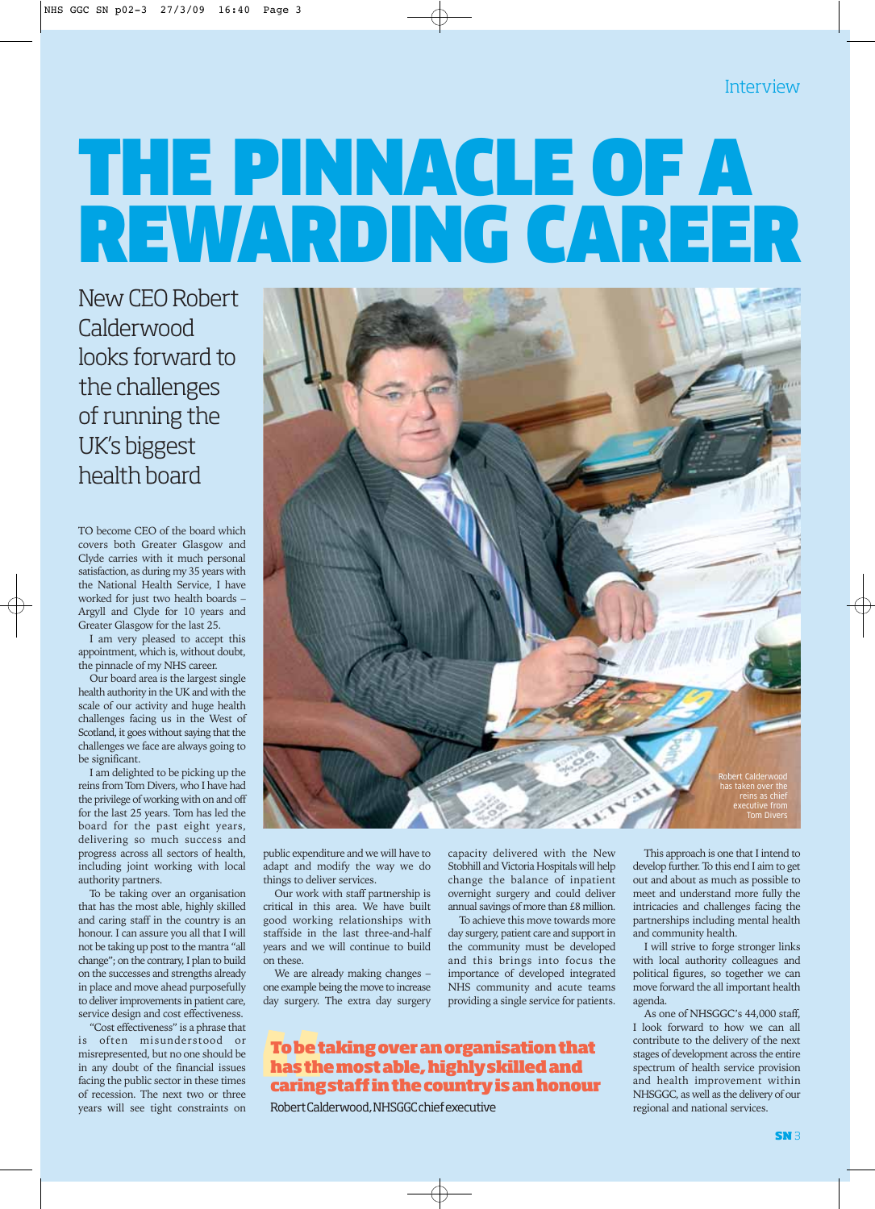Interview

# THE PINNACLE OF A REWARDING CAREER

## New CEO Robert Calderwood looks forward to the challenges of running the UK's biggest health board

Robert Calderwood has taken over the reins as chief executive from Tom Divers

TO become CEO of the board which covers both Greater Glasgow and Clyde carries with it much personal satisfaction, as during my 35 years with the National Health Service, I have worked for just two health boards – Argyll and Clyde for 10 years and Greater Glasgow for the last 25.

I am very pleased to accept this appointment, which is, without doubt, the pinnacle of my NHS career.

Our board area is the largest single health authority in the UK and with the scale of our activity and huge health challenges facing us in the West of Scotland, it goes without saying that the challenges we face are always going to be significant.

I am delighted to be picking up the reins from Tom Divers, who I have had the privilege of working with on and off for the last 25 years. Tom has led the board for the past eight years, delivering so much success and progress across all sectors of health, including joint working with local authority partners.

To be taking over an organisation that has the most able, highly skilled and caring staff in the country is an honour. I can assure you all that I will not be taking up post to the mantra "all change"; on the contrary, I plan to build on the successes and strengths already in place and move ahead purposefully to deliver improvements in patient care, service design and cost effectiveness.

"Cost effectiveness" is a phrase that is often misunderstood or misrepresented, but no one should be in any doubt of the financial issues facing the public sector in these times of recession. The next two or three years will see tight constraints on public expenditure and we will have to adapt and modify the way we do things to deliver services.

Our work with staff partnership is critical in this area. We have built good working relationships with staffside in the last three-and-half years and we will continue to build on these.

We are already making changes – one example being the move to increase day surgery. The extra day surgery capacity delivered with the New Stobhill and Victoria Hospitals will help change the balance of inpatient overnight surgery and could deliver annual savings of more than £8 million.

To achieve this move towards more day surgery, patient care and support in the community must be developed and this brings into focus the importance of developed integrated NHS community and acute teams providing a single service for patients.

> **To be taking over an organisation that has the most able, highly skilled and caring staff in the country is an honour**
>
> Robert Calderwood, NHSGGC chief executive

This approach is one that I intend to develop further. To this end I aim to get out and about as much as possible to meet and understand more fully the intricacies and challenges facing the partnerships including mental health and community health.

I will strive to forge stronger links with local authority colleagues and political figures, so together we can move forward the all important health agenda.

As one of NHSGGC's 44,000 staff, I look forward to how we can all contribute to the delivery of the next stages of development across the entire spectrum of health service provision and health improvement within NHSGGC, as well as the delivery of our regional and national services.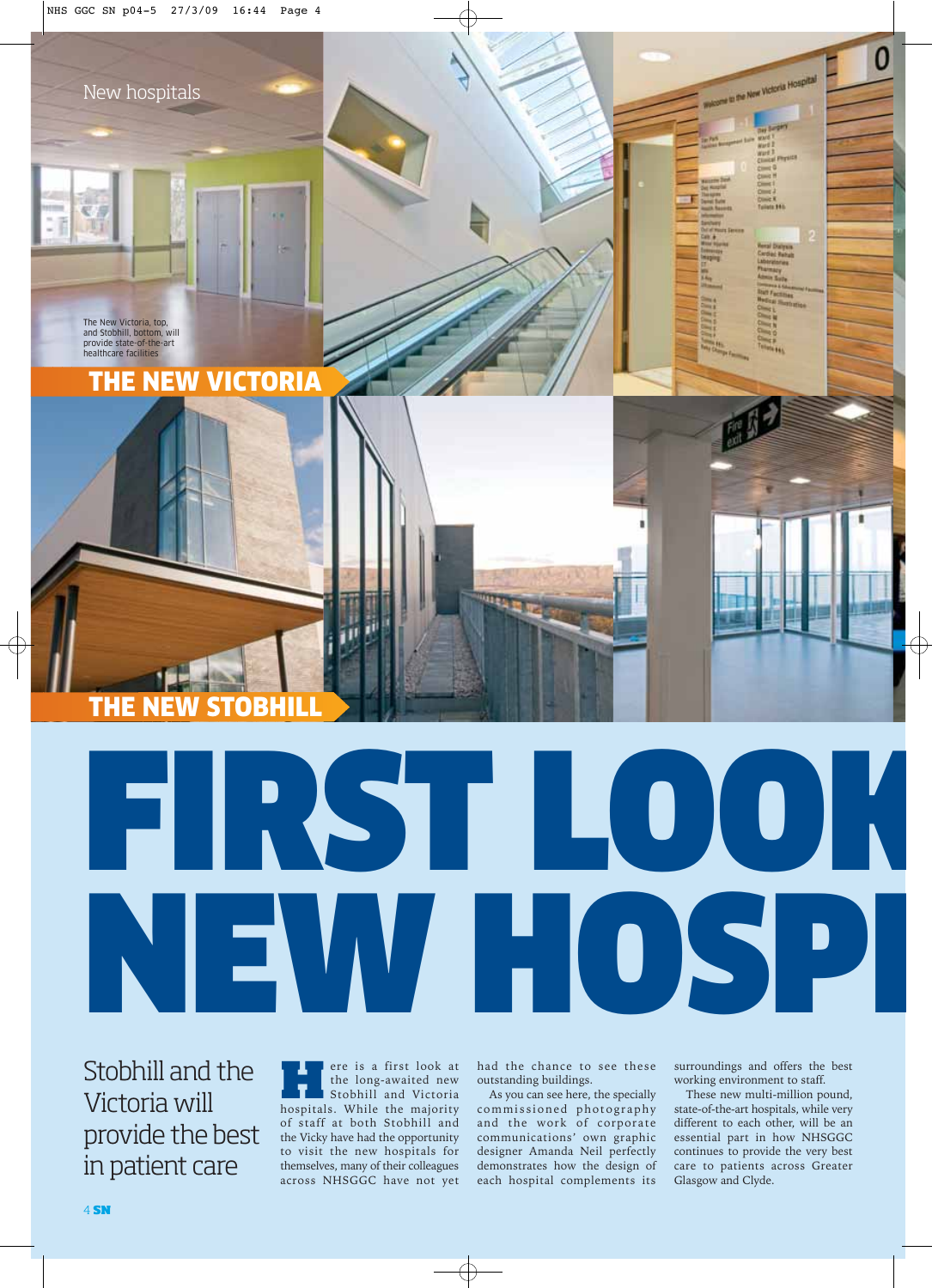New hospitals

The New Victoria, top, and Stobhill, bottom, will provide state-of-the-art healthcare facilities

**THE NEW VICTORIA**

**THE NEW STOBHILL**

# FIRST LOOK NEW HOSPI

## Stobhill and the Victoria will provide the best in patient care

Here is a first look at the long-awaited new Stobhill and Victoria hospitals. While the majority of staff at both Stobhill and the Vicky have had the opportunity to visit the new hospitals for themselves, many of their colleagues across NHSGGC have not yet had the chance to see these outstanding buildings.

As you can see here, the specially commissioned photography and the work of corporate communications' own graphic designer Amanda Neil perfectly demonstrates how the design of each hospital complements its surroundings and offers the best working environment to staff.

These new multi-million pound, state-of-the-art hospitals, while very different to each other, will be an essential part in how NHSGGC continues to provide the very best care to patients across Greater Glasgow and Clyde.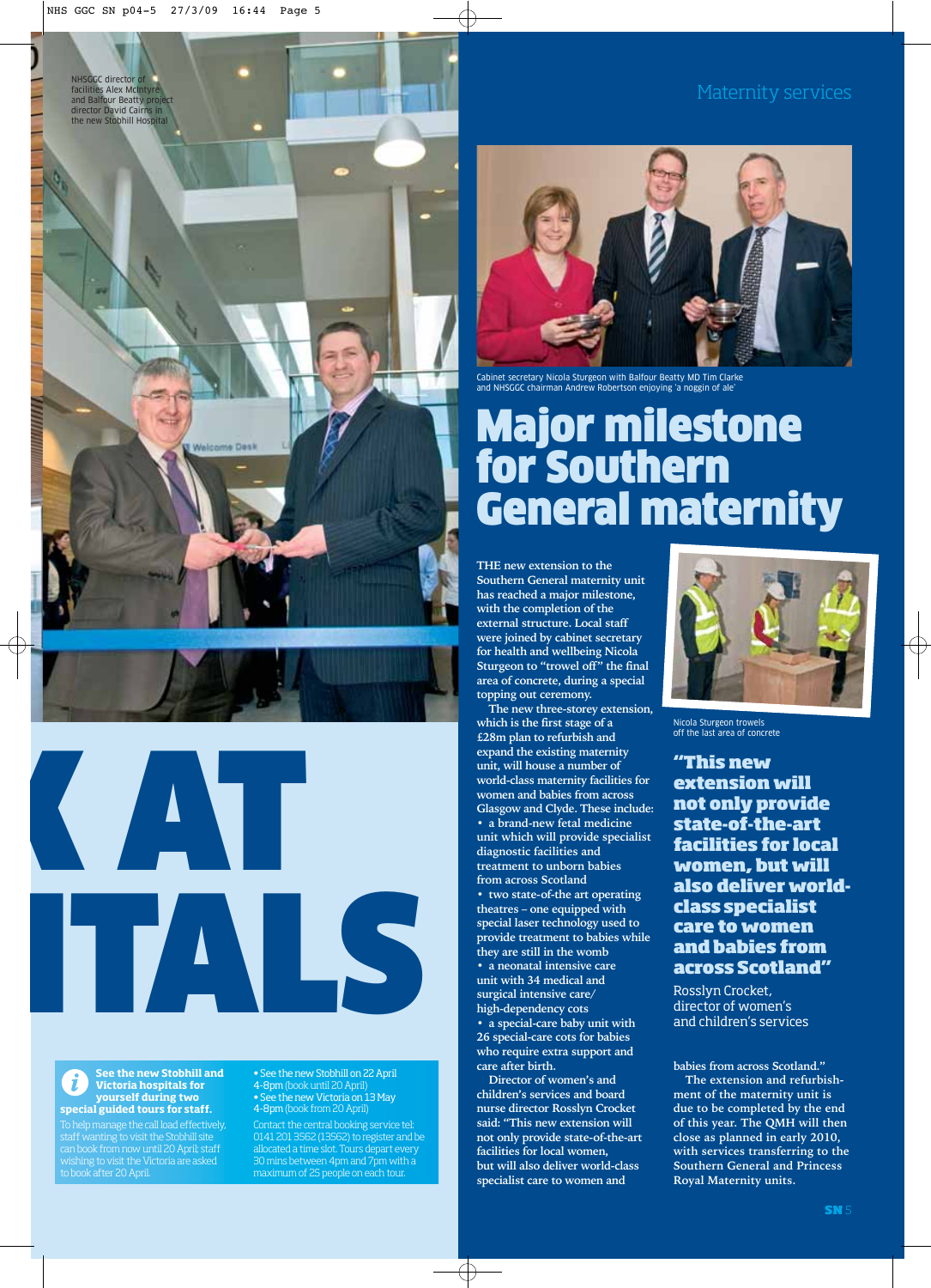NHSGGC director of facilities Alex McIntyre and Balfour Beatty project director David Cairns in the new Stobhill Hospital

K AT

ITALS

**See the new Stobhill and Victoria hospitals for yourself during two special guided tours for staff.**

To help manage the call load effectively, staff wanting to visit the Stobhill site can book from now until 20 April; staff wishing to visit the Victoria are asked to book after 20 April.

- See the new Stobhill on 22 April 4-8pm (book until 20 April)
- See the new Victoria on 13 May 4-8pm (book from 20 April)

Contact the central booking service tel: 0141 201 3562 (13562) to register and be allocated a time slot. Tours depart every 30 mins between 4pm and 7pm with a maximum of 25 people on each tour.

Maternity services

Cabinet secretary Nicola Sturgeon with Balfour Beatty MD Tim Clarke and NHSGGC chairman Andrew Robertson enjoying 'a noggin of ale'

# Major milestone for Southern General maternity

THE new extension to the Southern General maternity unit has reached a major milestone, with the completion of the external structure. Local staff were joined by cabinet secretary for health and wellbeing Nicola Sturgeon to "trowel off" the final area of concrete, during a special topping out ceremony.

The new three-storey extension, which is the first stage of a £28m plan to refurbish and expand the existing maternity unit, will house a number of world-class maternity facilities for women and babies from across Glasgow and Clyde. These include:

- a brand-new fetal medicine unit which will provide specialist diagnostic facilities and treatment to unborn babies from across Scotland
- two state-of-the art operating theatres – one equipped with special laser technology used to provide treatment to babies while they are still in the womb
- a neonatal intensive care unit with 34 medical and surgical intensive care/ high-dependency cots
- a special-care baby unit with 26 special-care cots for babies who require extra support and care after birth.

Director of women's and children's services and board nurse director Rosslyn Crocket said: "This new extension will not only provide state-of-the-art facilities for local women, but will also deliver world-class specialist care to women and babies from across Scotland."

The extension and refurbishment of the maternity unit is due to be completed by the end of this year. The QMH will then close as planned in early 2010, with services transferring to the Southern General and Princess Royal Maternity units.

Nicola Sturgeon trowels off the last area of concrete

> **"This new extension will not only provide state-of-the-art facilities for local women, but will also deliver world-class specialist care to women and babies from across Scotland"**
>
> Rosslyn Crocket, director of women's and children's services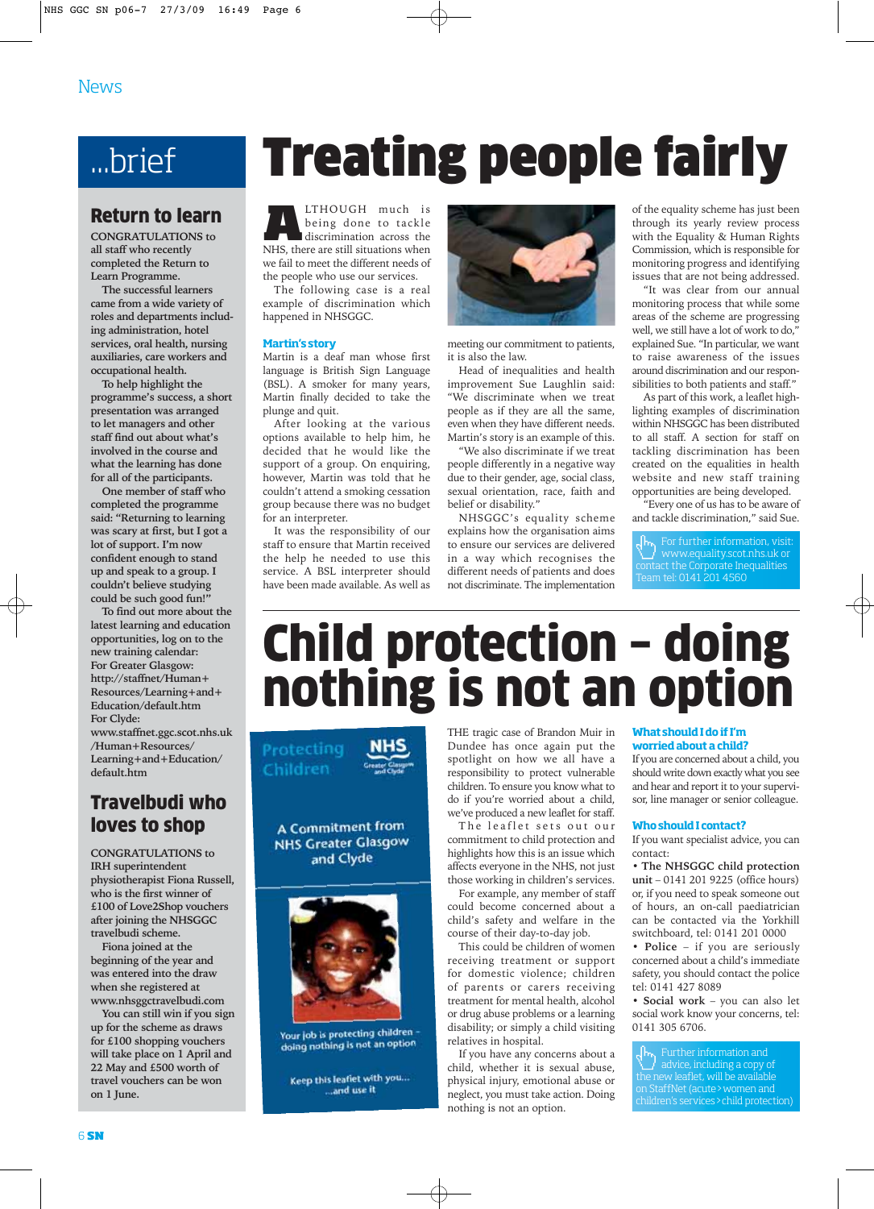News

## ...brief

### Return to learn

CONGRATULATIONS to all staff who recently completed the Return to Learn Programme.

The successful learners came from a wide variety of roles and departments including administration, hotel services, oral health, nursing auxiliaries, care workers and occupational health.

To help highlight the programme's success, a short presentation was arranged to let managers and other staff find out about what's involved in the course and what the learning has done for all of the participants.

One member of staff who completed the programme said: "Returning to learning was scary at first, but I got a lot of support. I'm now confident enough to stand up and speak to a group. I couldn't believe studying could be such good fun!"

To find out more about the latest learning and education opportunities, log on to the new training calendar:
For Greater Glasgow: http://staffnet/Human+Resources/Learning+and+Education/default.htm
For Clyde: www.staffnet.ggc.scot.nhs.uk/Human+Resources/Learning+and+Education/default.htm

### Travelbudi who loves to shop

CONGRATULATIONS to IRH superintendent physiotherapist Fiona Russell, who is the first winner of £100 of Love2Shop vouchers after joining the NHSGGC travelbudi scheme.

Fiona joined at the beginning of the year and was entered into the draw when she registered at www.nhsggctravelbudi.com

You can still win if you sign up for the scheme as draws for £100 shopping vouchers will take place on 1 April and 22 May and £500 worth of travel vouchers can be won on 1 June.

# Treating people fairly

ALTHOUGH much is being done to tackle discrimination across the NHS, there are still situations when we fail to meet the different needs of the people who use our services.

The following case is a real example of discrimination which happened in NHSGGC.

### Martin's story

Martin is a deaf man whose first language is British Sign Language (BSL). A smoker for many years, Martin finally decided to take the plunge and quit.

After looking at the various options available to help him, he decided that he would like the support of a group. On enquiring, however, Martin was told that he couldn't attend a smoking cessation group because there was no budget for an interpreter.

It was the responsibility of our staff to ensure that Martin received the help he needed to use this service. A BSL interpreter should have been made available. As well as meeting our commitment to patients, it is also the law.

Head of inequalities and health improvement Sue Laughlin said: "We discriminate when we treat people as if they are all the same, even when they have different needs. Martin's story is an example of this.

"We also discriminate if we treat people differently in a negative way due to their gender, age, social class, sexual orientation, race, faith and belief or disability."

NHSGGC's equality scheme explains how the organisation aims to ensure our services are delivered in a way which recognises the different needs of patients and does not discriminate. The implementation of the equality scheme has just been through its yearly review process with the Equality & Human Rights Commission, which is responsible for monitoring progress and identifying issues that are not being addressed.

"It was clear from our annual monitoring process that while some areas of the scheme are progressing well, we still have a lot of work to do," explained Sue. "In particular, we want to raise awareness of the issues around discrimination and our responsibilities to both patients and staff."

As part of this work, a leaflet highlighting examples of discrimination within NHSGGC has been distributed to all staff. A section for staff on tackling discrimination has been created on the equalities in health website and new staff training opportunities are being developed.

"Every one of us has to be aware of and tackle discrimination," said Sue.

For further information, visit: www.equality.scot.nhs.uk or contact the Corporate Inequalities Team tel: 0141 201 4560

# Child protection – doing nothing is not an option

THE tragic case of Brandon Muir in Dundee has once again put the spotlight on how we all have a responsibility to protect vulnerable children. To ensure you know what to do if you're worried about a child, we've produced a new leaflet for staff.

The leaflet sets out our commitment to child protection and highlights how this is an issue which affects everyone in the NHS, not just those working in children's services.

For example, any member of staff could become concerned about a child's safety and welfare in the course of their day-to-day job.

This could be children of women receiving treatment or support for domestic violence; children of parents or carers receiving treatment for mental health, alcohol or drug abuse problems or a learning disability; or simply a child visiting relatives in hospital.

If you have any concerns about a child, whether it is sexual abuse, physical injury, emotional abuse or neglect, you must take action. Doing nothing is not an option.

### What should I do if I'm worried about a child?

If you are concerned about a child, you should write down exactly what you see and hear and report it to your supervisor, line manager or senior colleague.

### Who should I contact?

If you want specialist advice, you can contact:

- **The NHSGGC child protection unit** – 0141 201 9225 (office hours) or, if you need to speak someone out of hours, an on-call paediatrician can be contacted via the Yorkhill switchboard, 0141 201 0000
- **Police** – if you are seriously concerned about a child's immediate safety, you should contact the police tel: 0141 427 8089
- **Social work** – you can also let social work know your concerns, tel: 0141 305 6706.

Further information and advice, including a copy of the new leaflet, will be available on StaffNet (acute > women and children's services > child protection)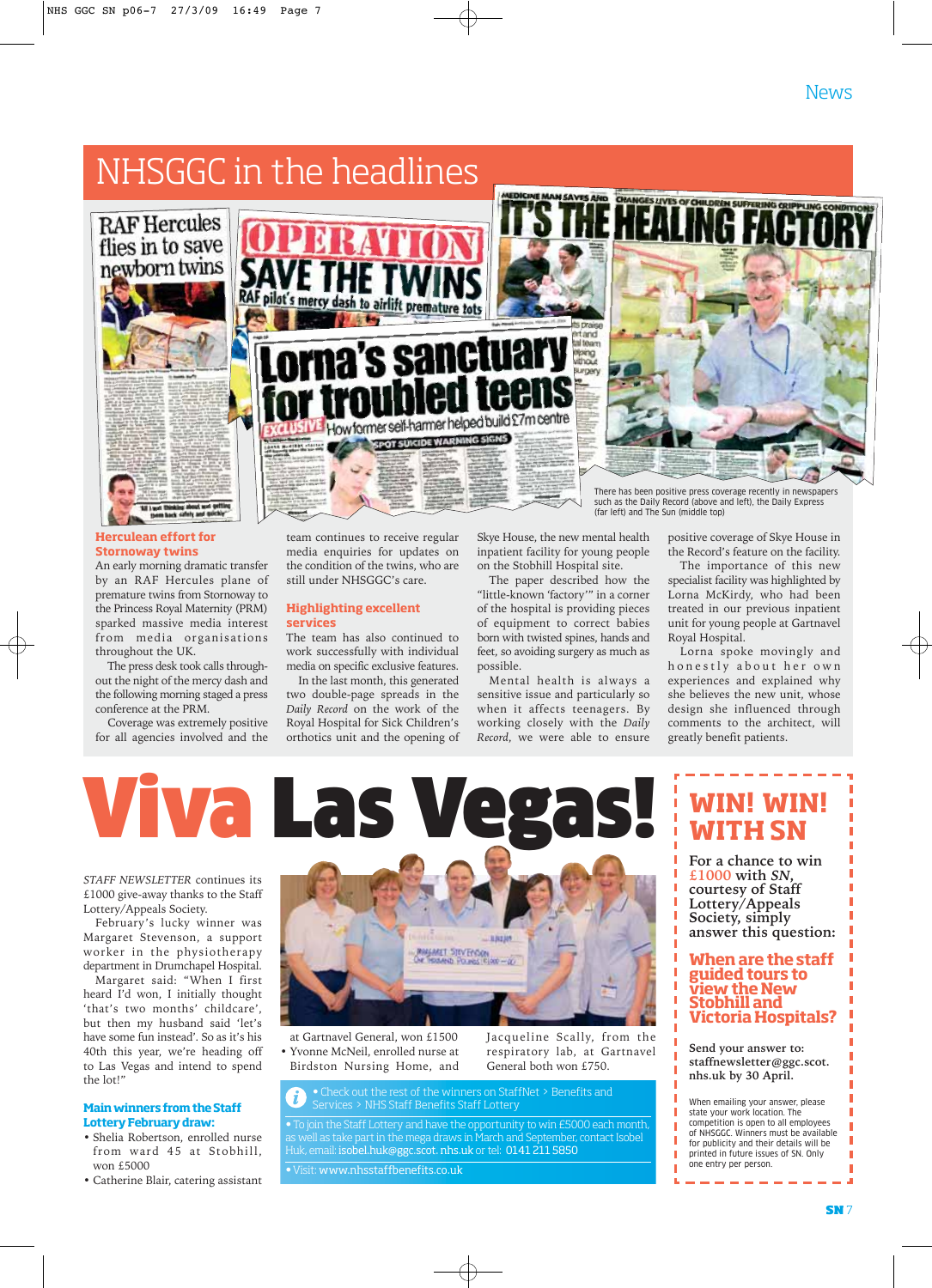# NHSGGC in the headlines

There has been positive press coverage recently in newspapers such as the Daily Record (above and left), the Daily Express (far left) and The Sun (middle top)

### Herculean effort for Stornoway twins

An early morning dramatic transfer by an RAF Hercules plane of premature twins from Stornoway to the Princess Royal Maternity (PRM) sparked massive media interest from media organisations throughout the UK.

The press desk took calls throughout the night of the mercy dash and the following morning staged a press conference at the PRM.

Coverage was extremely positive for all agencies involved and the team continues to receive regular media enquiries for updates on the condition of the twins, who are still under NHSGGC's care.

### Highlighting excellent services

The team has also continued to work successfully with individual media on specific exclusive features.

In the last month, this generated two double-page spreads in the *Daily Record* on the work of the Royal Hospital for Sick Children's orthotics unit and the opening of Skye House, the new mental health inpatient facility for young people on the Stobhill Hospital site.

The paper described how the "little-known 'factory'" in a corner of the hospital is providing pieces of equipment to correct babies born with twisted spines, hands and feet, so avoiding surgery as much as possible.

Mental health is always a sensitive issue and particularly so when it affects teenagers. By working closely with the *Daily Record*, we were able to ensure positive coverage of Skye House in the Record's feature on the facility.

The importance of this new specialist facility was highlighted by Lorna McKirdy, who had been treated in our previous inpatient unit for young people at Gartnavel Royal Hospital.

Lorna spoke movingly and honestly about her own experiences and explained why she believes the new unit, whose design she influenced through comments to the architect, will greatly benefit patients.

# Viva Las Vegas!

*STAFF NEWSLETTER* continues its £1000 give-away thanks to the Staff Lottery/Appeals Society.

February's lucky winner was Margaret Stevenson, a support worker in the physiotherapy department in Drumchapel Hospital.

Margaret said: "When I first heard I'd won, I initially thought 'that's two months' childcare', but then my husband said 'let's have some fun instead'. So as it's his 40th this year, we're heading off to Las Vegas and intend to spend the lot!"

### Main winners from the Staff Lottery February draw:

- Shelia Robertson, enrolled nurse from ward 45 at Stobhill, won £5000
- Catherine Blair, catering assistant at Gartnavel General, won £1500
- Yvonne McNeil, enrolled nurse at Birdston Nursing Home, and Jacqueline Scally, from the respiratory lab, at Gartnavel General both won £750.

- Check out the rest of the winners on StaffNet > Benefits and Services > NHS Staff Benefits Staff Lottery
- To join the Staff Lottery and have the opportunity to win £5000 each month, as well as take part in the mega draws in March and September, contact Isobel Huk, email: isobel.huk@ggc.scot.nhs.uk or tel: 0141 211 5850
- Visit: www.nhsstaffbenefits.co.uk

## WIN! WIN! WITH SN

For a chance to win £1000 with *SN*, courtesy of Staff Lottery/Appeals Society, simply answer this question:

**When are the staff guided tours to view the New Stobhill and Victoria Hospitals?**

Send your answer to: staffnewsletter@ggc.scot.nhs.uk by 30 April.

When emailing your answer, please state your work location. The competition is open to all employees of NHSGGC. Winners must be available for publicity and their details will be printed in future issues of SN. Only one entry per person.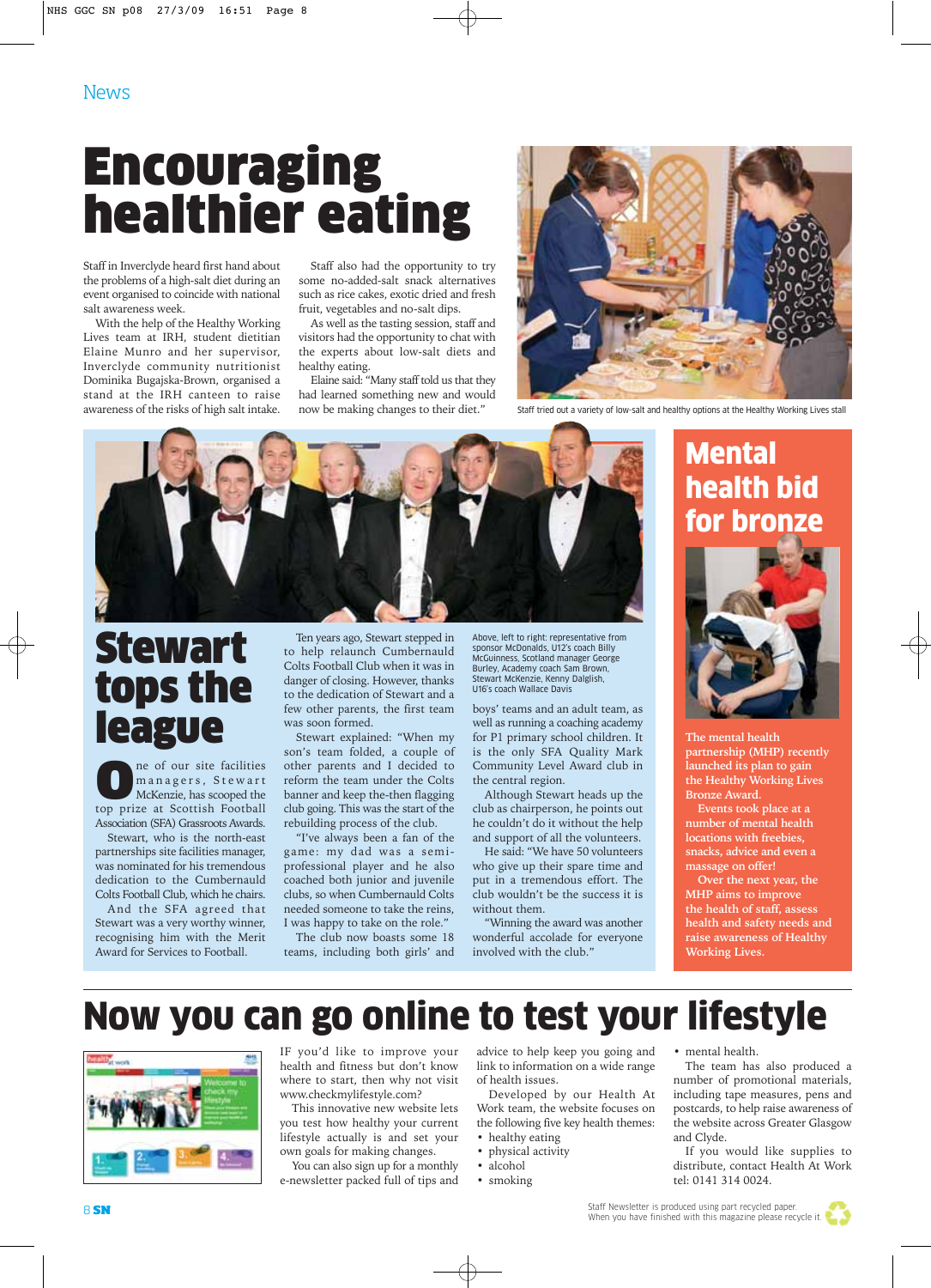News

# Encouraging healthier eating

Staff in Inverclyde heard first hand about the problems of a high-salt diet during an event organised to coincide with national salt awareness week.

With the help of the Healthy Working Lives team at IRH, student dietitian Elaine Munro and her supervisor, Inverclyde community nutritionist Dominika Bugajska-Brown, organised a stand at the IRH canteen to raise awareness of the risks of high salt intake.

Staff also had the opportunity to try some no-added-salt snack alternatives such as rice cakes, exotic dried and fresh fruit, vegetables and no-salt dips.

As well as the tasting session, staff and visitors had the opportunity to chat with the experts about low-salt diets and healthy eating.

Elaine said: "Many staff told us that they had learned something new and would now be making changes to their diet."

Staff tried out a variety of low-salt and healthy options at the Healthy Working Lives stall

# Stewart tops the league

One of our site facilities managers, Stewart McKenzie, has scooped the top prize at Scottish Football Association (SFA) Grassroots Awards.

Stewart, who is the north-east partnerships site facilities manager, was nominated for his tremendous dedication to the Cumbernauld Colts Football Club, which he chairs.

And the SFA agreed that Stewart was a very worthy winner, recognising him with the Merit Award for Services to Football.

Ten years ago, Stewart stepped in to help relaunch Cumbernauld Colts Football Club when it was in danger of closing. However, thanks to the dedication of Stewart and a few other parents, the first team was soon formed.

Stewart explained: "When my son's team folded, a couple of other parents and I decided to reform the team under the Colts banner and keep the then flagging club going. This was the start of the rebuilding process of the club.

"I've always been a fan of the game: my dad was a semi-professional player and he also coached both junior and juvenile clubs, so when Cumbernauld Colts needed someone to take the reins, I was happy to take on the role."

The club now boasts some 18 teams, including both girls' and boys' teams and an adult team, as well as running a coaching academy for P1 primary school children. It is the only SFA Quality Mark Community Level Award club in the central region.

Although Stewart heads up the club as chairperson, he points out he couldn't do it without the help and support of all the volunteers.

He said: "We have 50 volunteers who give up their spare time and put in a tremendous effort. The club wouldn't be the success it is without them.

"Winning the award was another wonderful accolade for everyone involved with the club."

Above, left to right: representative from sponsor McDonalds, U12's coach Billy McGuinness, Scotland manager George Burley, Academy coach Sam Brown, Stewart McKenzie, Kenny Dalglish, U16's coach Wallace Davis

# Mental health bid for bronze

**The mental health partnership (MHP) recently launched its plan to gain the Healthy Working Lives Bronze Award.**

**Events took place at a number of mental health locations with freebies, snacks, advice and even a massage on offer!**

**Over the next year, the MHP aims to improve the health of staff, assess health and safety needs and raise awareness of Healthy Working Lives.**

# Now you can go online to test your lifestyle

IF you'd like to improve your health and fitness but don't know where to start, then why not visit www.checkmylifestyle.com?

This innovative new website lets you test how healthy your current lifestyle actually is and set your own goals for making changes.

You can also sign up for a monthly e-newsletter packed full of tips and advice to help keep you going and link to information on a wide range of health issues.

Developed by our Health At Work team, the website focuses on the following five key health themes:

- healthy eating
- physical activity
- alcohol
- smoking
- mental health.

The team has also produced a number of promotional materials, including tape measures, pens and postcards, to help raise awareness of the website across Greater Glasgow and Clyde.

If you would like supplies to distribute, contact Health At Work tel: 0141 314 0024.

Staff Newsletter is produced using part recycled paper.
When you have finished with this magazine please recycle it.